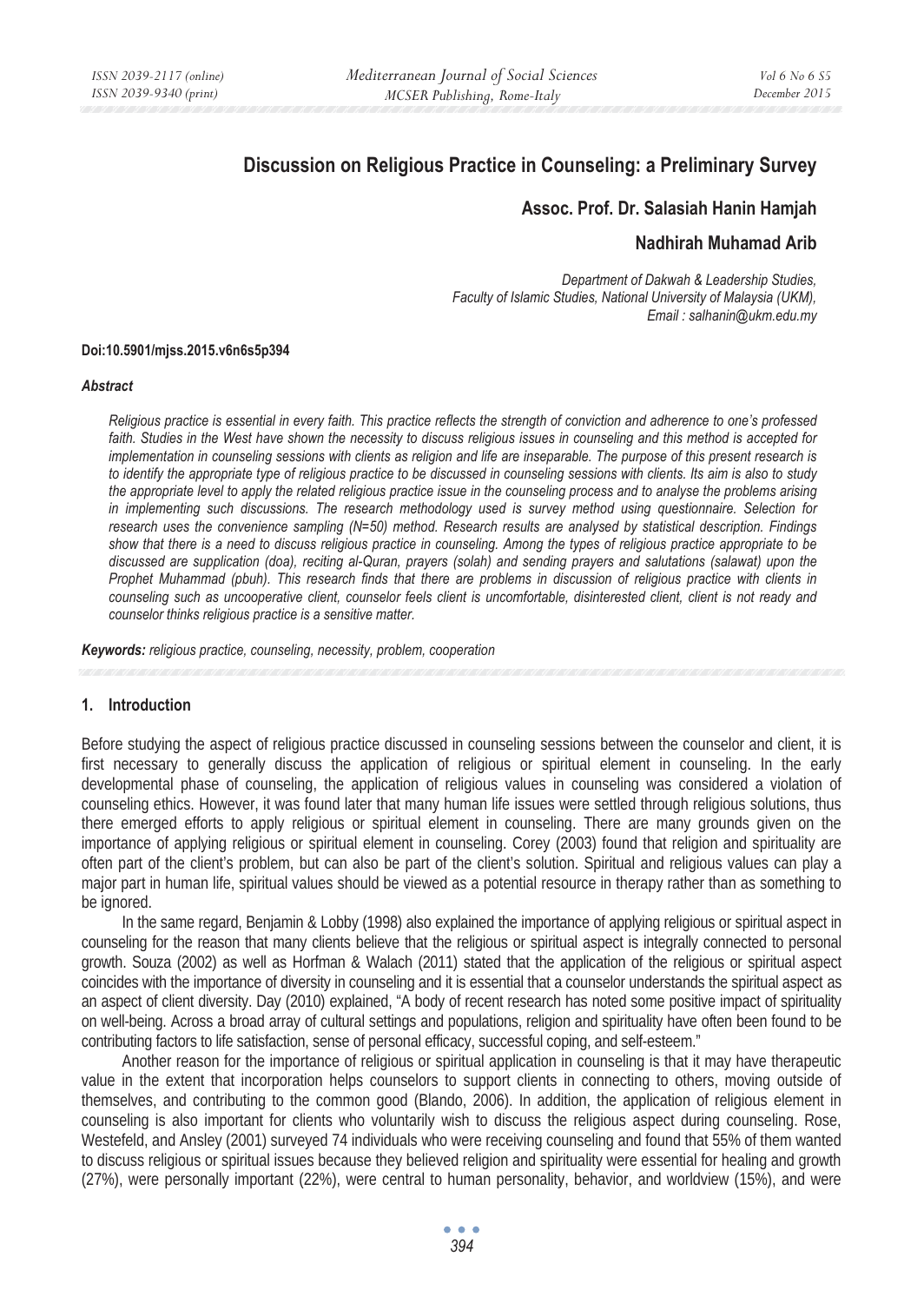# Discussion on Religious Practice in Counseling: a Preliminary Survey

**Assoc. Prof. Dr. Salasiah Hanin Hamjah**

**Nadhirah Muhamad Arib**

*Department of Dakwah & Leadership Studies,*
*Faculty of Islamic Studies, National University of Malaysia (UKM),*
*Email : salhanin@ukm.edu.my*

**Doi:10.5901/mjss.2015.v6n6s5p394**

### *Abstract*

*Religious practice is essential in every faith. This practice reflects the strength of conviction and adherence to one's professed faith. Studies in the West have shown the necessity to discuss religious issues in counseling and this method is accepted for implementation in counseling sessions with clients as religion and life are inseparable. The purpose of this present research is to identify the appropriate type of religious practice to be discussed in counseling sessions with clients. Its aim is also to study the appropriate level to apply the related religious practice issue in the counseling process and to analyse the problems arising in implementing such discussions. The research methodology used is survey method using questionnaire. Selection for research uses the convenience sampling (N=50) method. Research results are analysed by statistical description. Findings show that there is a need to discuss religious practice in counseling. Among the types of religious practice appropriate to be discussed are supplication (doa), reciting al-Quran, prayers (solah) and sending prayers and salutations (salawat) upon the Prophet Muhammad (pbuh). This research finds that there are problems in discussion of religious practice with clients in counseling such as uncooperative client, counselor feels client is uncomfortable, disinterested client, client is not ready and counselor thinks religious practice is a sensitive matter.*

***Keywords:*** *religious practice, counseling, necessity, problem, cooperation*

## 1. Introduction

Before studying the aspect of religious practice discussed in counseling sessions between the counselor and client, it is first necessary to generally discuss the application of religious or spiritual element in counseling. In the early developmental phase of counseling, the application of religious values in counseling was considered a violation of counseling ethics. However, it was found later that many human life issues were settled through religious solutions, thus there emerged efforts to apply religious or spiritual element in counseling. There are many grounds given on the importance of applying religious or spiritual element in counseling. Corey (2003) found that religion and spirituality are often part of the client's problem, but can also be part of the client's solution. Spiritual and religious values can play a major part in human life, spiritual values should be viewed as a potential resource in therapy rather than as something to be ignored.

In the same regard, Benjamin & Lobby (1998) also explained the importance of applying religious or spiritual aspect in counseling for the reason that many clients believe that the religious or spiritual aspect is integrally connected to personal growth. Souza (2002) as well as Horfman & Walach (2011) stated that the application of the religious or spiritual aspect coincides with the importance of diversity in counseling and it is essential that a counselor understands the spiritual aspect as an aspect of client diversity. Day (2010) explained, "A body of recent research has noted some positive impact of spirituality on well-being. Across a broad array of cultural settings and populations, religion and spirituality have often been found to be contributing factors to life satisfaction, sense of personal efficacy, successful coping, and self-esteem."

Another reason for the importance of religious or spiritual application in counseling is that it may have therapeutic value in the extent that incorporation helps counselors to support clients in connecting to others, moving outside of themselves, and contributing to the common good (Blando, 2006). In addition, the application of religious element in counseling is also important for clients who voluntarily wish to discuss the religious aspect during counseling. Rose, Westefeld, and Ansley (2001) surveyed 74 individuals who were receiving counseling and found that 55% of them wanted to discuss religious or spiritual issues because they believed religion and spirituality were essential for healing and growth (27%), were personally important (22%), were central to human personality, behavior, and worldview (15%), and were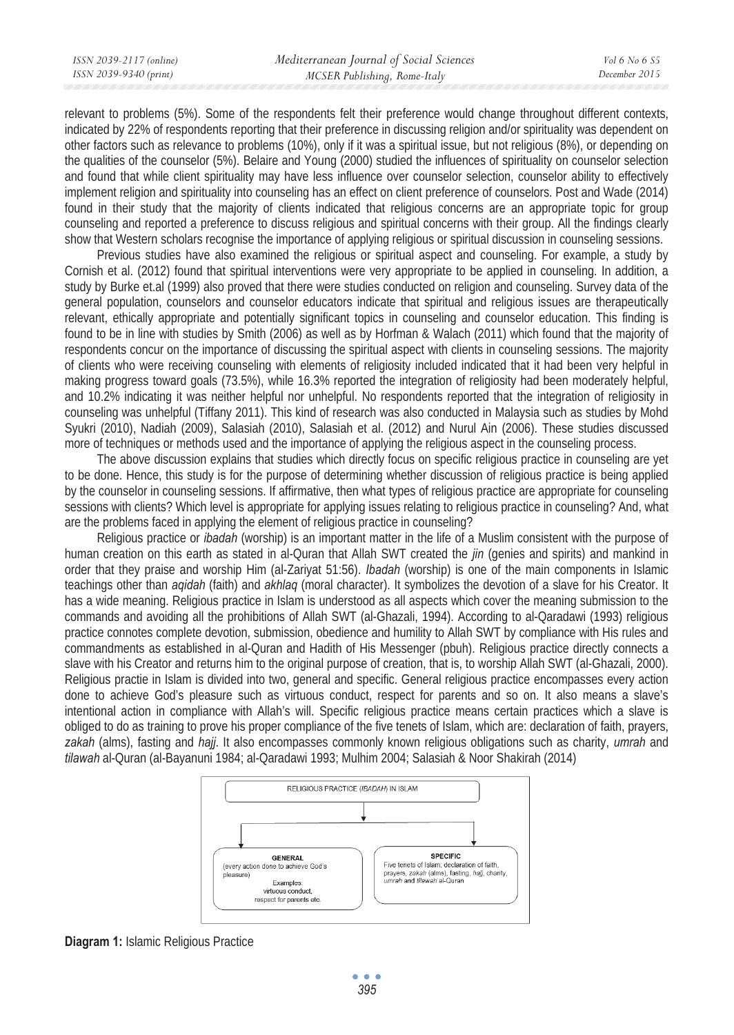relevant to problems (5%). Some of the respondents felt their preference would change throughout different contexts, indicated by 22% of respondents reporting that their preference in discussing religion and/or spirituality was dependent on other factors such as relevance to problems (10%), only if it was a spiritual issue, but not religious (8%), or depending on the qualities of the counselor (5%). Belaire and Young (2000) studied the influences of spirituality on counselor selection and found that while client spirituality may have less influence over counselor selection, counselor ability to effectively implement religion and spirituality into counseling has an effect on client preference of counselors. Post and Wade (2014) found in their study that the majority of clients indicated that religious concerns are an appropriate topic for group counseling and reported a preference to discuss religious and spiritual concerns with their group. All the findings clearly show that Western scholars recognise the importance of applying religious or spiritual discussion in counseling sessions.

Previous studies have also examined the religious or spiritual aspect and counseling. For example, a study by Cornish et al. (2012) found that spiritual interventions were very appropriate to be applied in counseling. In addition, a study by Burke et.al (1999) also proved that there were studies conducted on religion and counseling. Survey data of the general population, counselors and counselor educators indicate that spiritual and religious issues are therapeutically relevant, ethically appropriate and potentially significant topics in counseling and counselor education. This finding is found to be in line with studies by Smith (2006) as well as by Horfman & Walach (2011) which found that the majority of respondents concur on the importance of discussing the spiritual aspect with clients in counseling sessions. The majority of clients who were receiving counseling with elements of religiosity included indicated that it had been very helpful in making progress toward goals (73.5%), while 16.3% reported the integration of religiosity had been moderately helpful, and 10.2% indicating it was neither helpful nor unhelpful. No respondents reported that the integration of religiosity in counseling was unhelpful (Tiffany 2011). This kind of research was also conducted in Malaysia such as studies by Mohd Syukri (2010), Nadiah (2009), Salasiah (2010), Salasiah et al. (2012) and Nurul Ain (2006). These studies discussed more of techniques or methods used and the importance of applying the religious aspect in the counseling process.

The above discussion explains that studies which directly focus on specific religious practice in counseling are yet to be done. Hence, this study is for the purpose of determining whether discussion of religious practice is being applied by the counselor in counseling sessions. If affirmative, then what types of religious practice are appropriate for counseling sessions with clients? Which level is appropriate for applying issues relating to religious practice in counseling? And, what are the problems faced in applying the element of religious practice in counseling?

Religious practice or *ibadah* (worship) is an important matter in the life of a Muslim consistent with the purpose of human creation on this earth as stated in al-Quran that Allah SWT created the *jin* (genies and spirits) and mankind in order that they praise and worship Him (al-Zariyat 51:56). *Ibadah* (worship) is one of the main components in Islamic teachings other than *aqidah* (faith) and *akhlaq* (moral character). It symbolizes the devotion of a slave for his Creator. It has a wide meaning. Religious practice in Islam is understood as all aspects which cover the meaning submission to the commands and avoiding all the prohibitions of Allah SWT (al-Ghazali, 1994). According to al-Qaradawi (1993) religious practice connotes complete devotion, submission, obedience and humility to Allah SWT by compliance with His rules and commandments as established in al-Quran and Hadith of His Messenger (pbuh). Religious practice directly connects a slave with his Creator and returns him to the original purpose of creation, that is, to worship Allah SWT (al-Ghazali, 2000). Religious practie in Islam is divided into two, general and specific. General religious practice encompasses every action done to achieve God's pleasure such as virtuous conduct, respect for parents and so on. It also means a slave's intentional action in compliance with Allah's will. Specific religious practice means certain practices which a slave is obliged to do as training to prove his proper compliance of the five tenets of Islam, which are: declaration of faith, prayers, *zakah* (alms), fasting and *hajj*. It also encompasses commonly known religious obligations such as charity, *umrah* and *tilawah* al-Quran (al-Bayanuni 1984; al-Qaradawi 1993; Mulhim 2004; Salasiah & Noor Shakirah (2014)

RELIGIOUS PRACTICE (*IBADAH*) IN ISLAM

**GENERAL**
(every action done to achieve God's pleasure)
Examples:
virtuous conduct,
respect for parents etc.

**SPECIFIC**
Five tenets of Islam: declaration of faith, prayers, *zakah* (alms), fasting, *hajj*, charity, *umrah* and *tilawah* al-Quran

**Diagram 1:** Islamic Religious Practice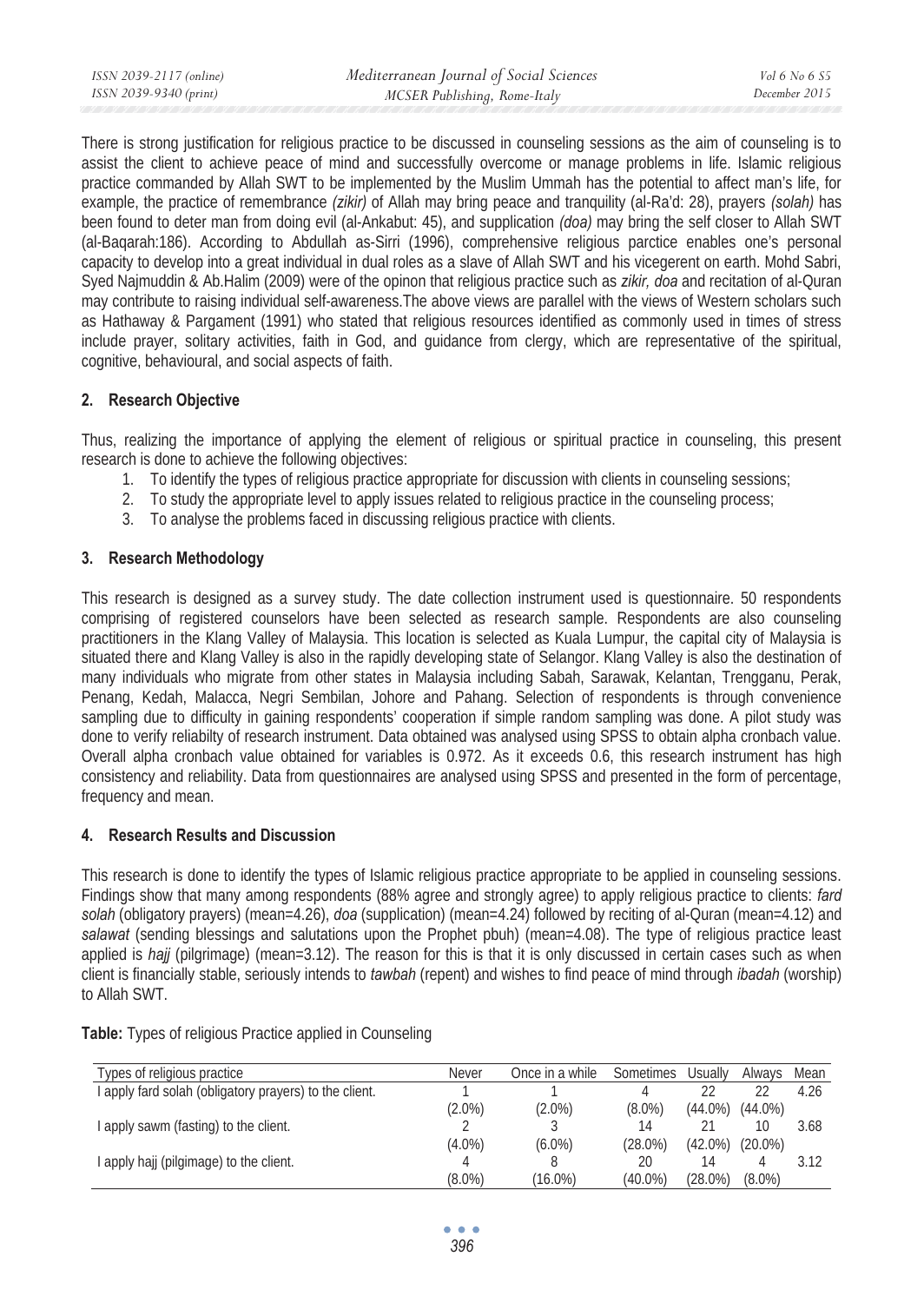There is strong justification for religious practice to be discussed in counseling sessions as the aim of counseling is to assist the client to achieve peace of mind and successfully overcome or manage problems in life. Islamic religious practice commanded by Allah SWT to be implemented by the Muslim Ummah has the potential to affect man's life, for example, the practice of remembrance *(zikir)* of Allah may bring peace and tranquility (al-Ra'd: 28), prayers *(solah)* has been found to deter man from doing evil (al-Ankabut: 45), and supplication *(doa)* may bring the self closer to Allah SWT (al-Baqarah:186). According to Abdullah as-Sirri (1996), comprehensive religious parctice enables one's personal capacity to develop into a great individual in dual roles as a slave of Allah SWT and his vicegerent on earth. Mohd Sabri, Syed Najmuddin & Ab.Halim (2009) were of the opinon that religious practice such as *zikir, doa* and recitation of al-Quran may contribute to raising individual self-awareness.The above views are parallel with the views of Western scholars such as Hathaway & Pargament (1991) who stated that religious resources identified as commonly used in times of stress include prayer, solitary activities, faith in God, and guidance from clergy, which are representative of the spiritual, cognitive, behavioural, and social aspects of faith.

## 2. Research Objective

Thus, realizing the importance of applying the element of religious or spiritual practice in counseling, this present research is done to achieve the following objectives:

1. To identify the types of religious practice appropriate for discussion with clients in counseling sessions;
2. To study the appropriate level to apply issues related to religious practice in the counseling process;
3. To analyse the problems faced in discussing religious practice with clients.

## 3. Research Methodology

This research is designed as a survey study. The date collection instrument used is questionnaire. 50 respondents comprising of registered counselors have been selected as research sample. Respondents are also counseling practitioners in the Klang Valley of Malaysia. This location is selected as Kuala Lumpur, the capital city of Malaysia is situated there and Klang Valley is also in the rapidly developing state of Selangor. Klang Valley is also the destination of many individuals who migrate from other states in Malaysia including Sabah, Sarawak, Kelantan, Trengganu, Perak, Penang, Kedah, Malacca, Negri Sembilan, Johore and Pahang. Selection of respondents is through convenience sampling due to difficulty in gaining respondents' cooperation if simple random sampling was done. A pilot study was done to verify reliabilty of research instrument. Data obtained was analysed using SPSS to obtain alpha cronbach value. Overall alpha cronbach value obtained for variables is 0.972. As it exceeds 0.6, this research instrument has high consistency and reliability. Data from questionnaires are analysed using SPSS and presented in the form of percentage, frequency and mean.

## 4. Research Results and Discussion

This research is done to identify the types of Islamic religious practice appropriate to be applied in counseling sessions. Findings show that many among respondents (88% agree and strongly agree) to apply religious practice to clients: *fard solah* (obligatory prayers) (mean=4.26), *doa* (supplication) (mean=4.24) followed by reciting of al-Quran (mean=4.12) and *salawat* (sending blessings and salutations upon the Prophet pbuh) (mean=4.08). The type of religious practice least applied is *hajj* (pilgrimage) (mean=3.12). The reason for this is that it is only discussed in certain cases such as when client is financially stable, seriously intends to *tawbah* (repent) and wishes to find peace of mind through *ibadah* (worship) to Allah SWT.

**Table:** Types of religious Practice applied in Counseling

| Types of religious practice | Never | Once in a while | Sometimes | Usually | Always | Mean |
|---|---|---|---|---|---|---|
| I apply fard solah (obligatory prayers) to the client. | 1 (2.0%) | 1 (2.0%) | 4 (8.0%) | 22 (44.0%) | 22 (44.0%) | 4.26 |
| I apply sawm (fasting) to the client. | 2 (4.0%) | 3 (6.0%) | 14 (28.0%) | 21 (42.0%) | 10 (20.0%) | 3.68 |
| I apply hajj (pilgimage) to the client. | 4 (8.0%) | 8 (16.0%) | 20 (40.0%) | 14 (28.0%) | 4 (8.0%) | 3.12 |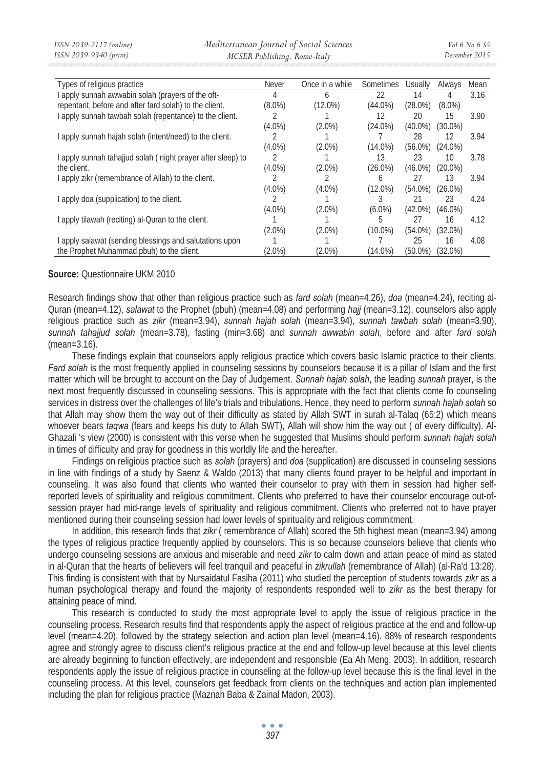| Types of religious practice | Never | Once in a while | Sometimes | Usually | Always | Mean |
|---|---|---|---|---|---|---|
| I apply sunnah awwabin solah (prayers of the oft-repentant, before and after fard solah) to the client. | 4 (8.0%) | 6 (12.0%) | 22 (44.0%) | 14 (28.0%) | 4 (8.0%) | 3.16 |
| I apply sunnah tawbah solah (repentance) to the client. | 2 (4.0%) | 1 (2.0%) | 12 (24.0%) | 20 (40.0%) | 15 (30.0%) | 3.90 |
| I apply sunnah hajah solah (intent/need) to the client. | 2 (4.0%) | 1 (2.0%) | 7 (14.0%) | 28 (56.0%) | 12 (24.0%) | 3.94 |
| I apply sunnah tahajjud solah ( night prayer after sleep) to the client. | 2 (4.0%) | 1 (2.0%) | 13 (26.0%) | 23 (46.0%) | 10 (20.0%) | 3.78 |
| I apply zikr (remembrance of Allah) to the client. | 2 (4.0%) | 2 (4.0%) | 6 (12.0%) | 27 (54.0%) | 13 (26.0%) | 3.94 |
| I apply doa (supplication) to the client. | 2 (4.0%) | 1 (2.0%) | 3 (6.0%) | 21 (42.0%) | 23 (46.0%) | 4.24 |
| I apply tilawah (reciting) al-Quran to the client. | 1 (2.0%) | 1 (2.0%) | 5 (10.0%) | 27 (54.0%) | 16 (32.0%) | 4.12 |
| I apply salawat (sending blessings and salutations upon the Prophet Muhammad pbuh) to the client. | 1 (2.0%) | 1 (2.0%) | 7 (14.0%) | 25 (50.0%) | 16 (32.0%) | 4.08 |

**Source:** Questionnaire UKM 2010

Research findings show that other than religious practice such as *fard solah* (mean=4.26), *doa* (mean=4.24), reciting al-Quran (mean=4.12), *salawat* to the Prophet (pbuh) (mean=4.08) and performing *hajj* (mean=3.12), counselors also apply religious practice such as *zikr* (mean=3.94), *sunnah hajah solah* (mean=3.94), *sunnah tawbah solah* (mean=3.90), *sunnah tahajjud solah* (mean=3.78), fasting (min=3.68) and *sunnah awwabin solah*, before and after *fard solah* (mean=3.16).

These findings explain that counselors apply religious practice which covers basic Islamic practice to their clients. *Fard solah* is the most frequently applied in counseling sessions by counselors because it is a pillar of Islam and the first matter which will be brought to account on the Day of Judgement. *Sunnah hajah solah*, the leading *sunnah* prayer, is the next most frequently discussed in counseling sessions. This is appropriate with the fact that clients come fo counseling services in distress over the challenges of life's trials and tribulations. Hence, they need to perform *sunnah hajah solah* so that Allah may show them the way out of their difficulty as stated by Allah SWT in surah al-Talaq (65:2) which means whoever bears *taqwa* (fears and keeps his duty to Allah SWT), Allah will show him the way out ( of every difficulty). Al-Ghazali 's view (2000) is consistent with this verse when he suggested that Muslims should perform *sunnah hajah solah* in times of difficulty and pray for goodness in this worldly life and the hereafter.

Findings on religious practice such as *solah* (prayers) and *doa* (supplication) are discussed in counseling sessions in line with findings of a study by Saenz & Waldo (2013) that many clients found prayer to be helpful and important in counseling. It was also found that clients who wanted their counselor to pray with them in session had higher self-reported levels of spirituality and religious commitment. Clients who preferred to have their counselor encourage out-of-session prayer had mid-range levels of spirituality and religious commitment. Clients who preferred not to have prayer mentioned during their counseling session had lower levels of spirituality and religious commitment.

In addition, this research finds that *zikr* ( remembrance of Allah) scored the 5th highest mean (mean=3.94) among the types of religious practice frequently applied by counselors. This is so because counselors believe that clients who undergo counseling sessions are anxious and miserable and need *zikr* to calm down and attain peace of mind as stated in al-Quran that the hearts of believers will feel tranquil and peaceful in *zikrullah* (remembrance of Allah) (al-Ra'd 13:28). This finding is consistent with that by Nursaidatul Fasiha (2011) who studied the perception of students towards *zikr* as a human psychological therapy and found the majority of respondents responded well to *zikr* as the best therapy for attaining peace of mind.

This research is conducted to study the most appropriate level to apply the issue of religious practice in the counseling process. Research results find that respondents apply the aspect of religious practice at the end and follow-up level (mean=4.20), followed by the strategy selection and action plan level (mean=4.16). 88% of research respondents agree and strongly agree to discuss client's religious practice at the end and follow-up level because at this level clients are already beginning to function effectively, are independent and responsible (Ea Ah Meng, 2003). In addition, research respondents apply the issue of religious practice in counseling at the follow-up level because this is the final level in the counseling process. At this level, counselors get feedback from clients on the techniques and action plan implemented including the plan for religious practice (Maznah Baba & Zainal Madon, 2003).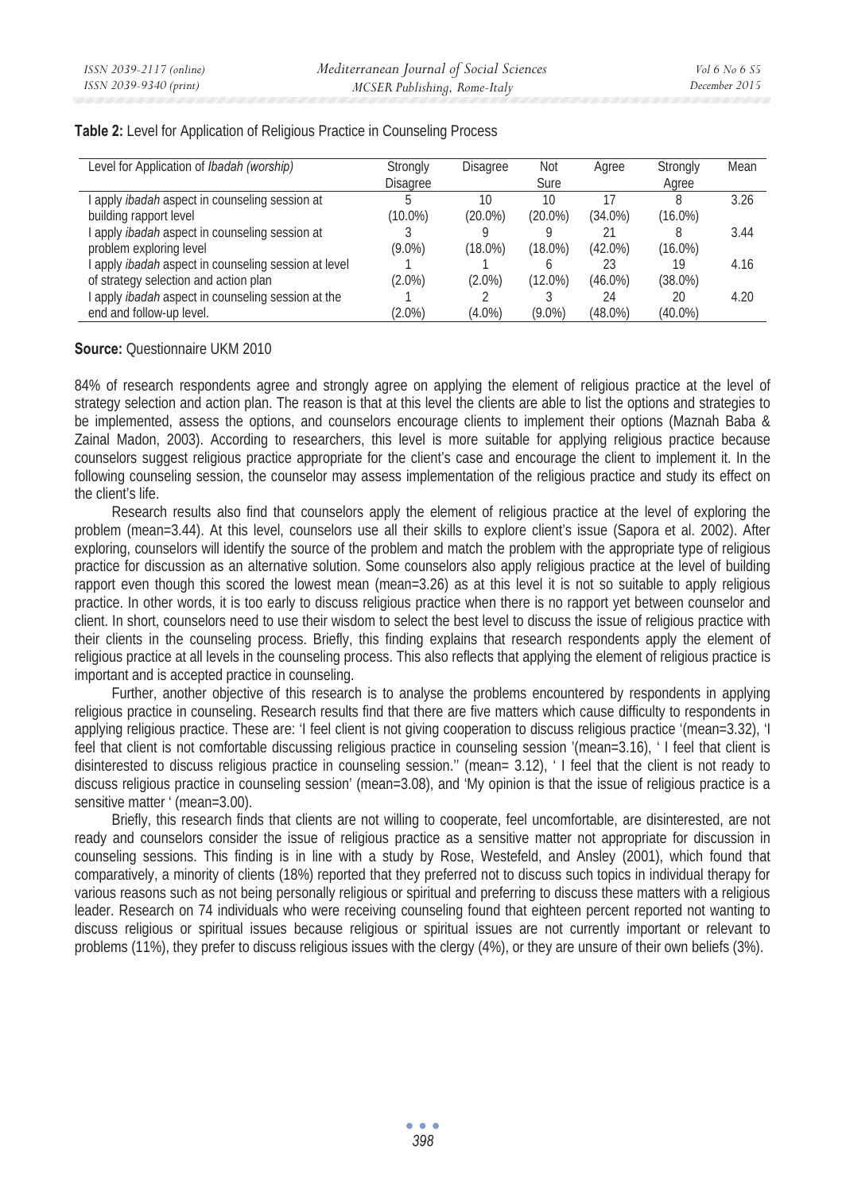**Table 2:** Level for Application of Religious Practice in Counseling Process

| Level for Application of *Ibadah (worship)* | Strongly Disagree | Disagree | Not Sure | Agree | Strongly Agree | Mean |
|---|---|---|---|---|---|---|
| I apply *ibadah* aspect in counseling session at building rapport level | 5 (10.0%) | 10 (20.0%) | 10 (20.0%) | 17 (34.0%) | 8 (16.0%) | 3.26 |
| I apply *ibadah* aspect in counseling session at problem exploring level | 3 (9.0%) | 9 (18.0%) | 9 (18.0%) | 21 (42.0%) | 8 (16.0%) | 3.44 |
| I apply *ibadah* aspect in counseling session at level of strategy selection and action plan | 1 (2.0%) | 1 (2.0%) | 6 (12.0%) | 23 (46.0%) | 19 (38.0%) | 4.16 |
| I apply *ibadah* aspect in counseling session at the end and follow-up level. | 1 (2.0%) | 2 (4.0%) | 3 (9.0%) | 24 (48.0%) | 20 (40.0%) | 4.20 |

**Source:** Questionnaire UKM 2010

84% of research respondents agree and strongly agree on applying the element of religious practice at the level of strategy selection and action plan. The reason is that at this level the clients are able to list the options and strategies to be implemented, assess the options, and counselors encourage clients to implement their options (Maznah Baba & Zainal Madon, 2003). According to researchers, this level is more suitable for applying religious practice because counselors suggest religious practice appropriate for the client's case and encourage the client to implement it. In the following counseling session, the counselor may assess implementation of the religious practice and study its effect on the client's life.

Research results also find that counselors apply the element of religious practice at the level of exploring the problem (mean=3.44). At this level, counselors use all their skills to explore client's issue (Sapora et al. 2002). After exploring, counselors will identify the source of the problem and match the problem with the appropriate type of religious practice for discussion as an alternative solution. Some counselors also apply religious practice at the level of building rapport even though this scored the lowest mean (mean=3.26) as at this level it is not so suitable to apply religious practice. In other words, it is too early to discuss religious practice when there is no rapport yet between counselor and client. In short, counselors need to use their wisdom to select the best level to discuss the issue of religious practice with their clients in the counseling process. Briefly, this finding explains that research respondents apply the element of religious practice at all levels in the counseling process. This also reflects that applying the element of religious practice is important and is accepted practice in counseling.

Further, another objective of this research is to analyse the problems encountered by respondents in applying religious practice in counseling. Research results find that there are five matters which cause difficulty to respondents in applying religious practice. These are: 'I feel client is not giving cooperation to discuss religious practice '(mean=3.32), 'I feel that client is not comfortable discussing religious practice in counseling session '(mean=3.16), ' I feel that client is disinterested to discuss religious practice in counseling session.'' (mean= 3.12), ' I feel that the client is not ready to discuss religious practice in counseling session' (mean=3.08), and 'My opinion is that the issue of religious practice is a sensitive matter ' (mean=3.00).

Briefly, this research finds that clients are not willing to cooperate, feel uncomfortable, are disinterested, are not ready and counselors consider the issue of religious practice as a sensitive matter not appropriate for discussion in counseling sessions. This finding is in line with a study by Rose, Westefeld, and Ansley (2001), which found that comparatively, a minority of clients (18%) reported that they preferred not to discuss such topics in individual therapy for various reasons such as not being personally religious or spiritual and preferring to discuss these matters with a religious leader. Research on 74 individuals who were receiving counseling found that eighteen percent reported not wanting to discuss religious or spiritual issues because religious or spiritual issues are not currently important or relevant to problems (11%), they prefer to discuss religious issues with the clergy (4%), or they are unsure of their own beliefs (3%).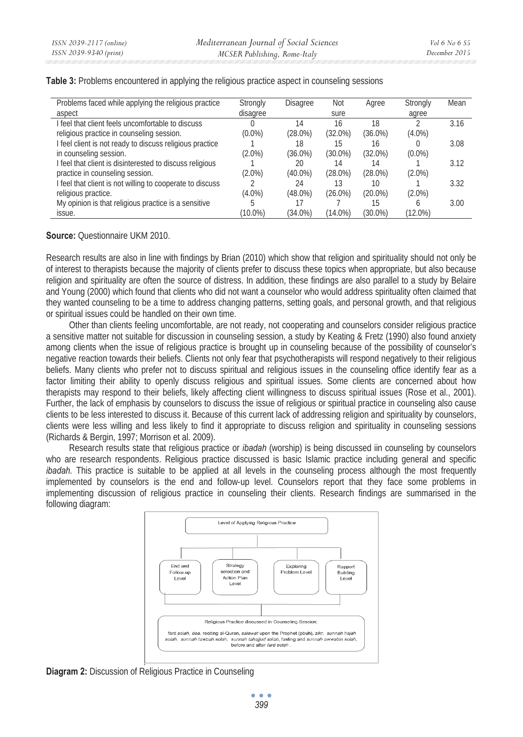**Table 3:** Problems encountered in applying the religious practice aspect in counseling sessions

| Problems faced while applying the religious practice aspect | Strongly disagree | Disagree | Not sure | Agree | Strongly agree | Mean |
|---|---|---|---|---|---|---|
| I feel that client feels uncomfortable to discuss religious practice in counseling session. | 0 (0.0%) | 14 (28.0%) | 16 (32.0%) | 18 (36.0%) | 2 (4.0%) | 3.16 |
| I feel client is not ready to discuss religious practice in counseling session. | 1 (2.0%) | 18 (36.0%) | 15 (30.0%) | 16 (32.0%) | 0 (0.0%) | 3.08 |
| I feel that client is disinterested to discuss religious practice in counseling session. | 1 (2.0%) | 20 (40.0%) | 14 (28.0%) | 14 (28.0%) | 1 (2.0%) | 3.12 |
| I feel that client is not willing to cooperate to discuss religious practice. | 2 (4.0%) | 24 (48.0%) | 13 (26.0%) | 10 (20.0%) | 1 (2.0%) | 3.32 |
| My opinion is that religious practice is a sensitive issue. | 5 (10.0%) | 17 (34.0%) | 7 (14.0%) | 15 (30.0%) | 6 (12.0%) | 3.00 |

**Source:** Questionnaire UKM 2010.

Research results are also in line with findings by Brian (2010) which show that religion and spirituality should not only be of interest to therapists because the majority of clients prefer to discuss these topics when appropriate, but also because religion and spirituality are often the source of distress. In addition, these findings are also parallel to a study by Belaire and Young (2000) which found that clients who did not want a counselor who would address spirituality often claimed that they wanted counseling to be a time to address changing patterns, setting goals, and personal growth, and that religious or spiritual issues could be handled on their own time.

Other than clients feeling uncomfortable, are not ready, not cooperating and counselors consider religious practice a sensitive matter not suitable for discussion in counseling session, a study by Keating & Fretz (1990) also found anxiety among clients when the issue of religious practice is brought up in counseling because of the possibility of counselor's negative reaction towards their beliefs. Clients not only fear that psychotherapists will respond negatively to their religious beliefs. Many clients who prefer not to discuss spiritual and religious issues in the counseling office identify fear as a factor limiting their ability to openly discuss religious and spiritual issues. Some clients are concerned about how therapists may respond to their beliefs, likely affecting client willingness to discuss spiritual issues (Rose et al., 2001). Further, the lack of emphasis by counselors to discuss the issue of religious or spiritual practice in counseling also cause clients to be less interested to discuss it. Because of this current lack of addressing religion and spirituality by counselors, clients were less willing and less likely to find it appropriate to discuss religion and spirituality in counseling sessions (Richards & Bergin, 1997; Morrison et al. 2009).

Research results state that religious practice or *ibadah* (worship) is being discussed iin counseling by counselors who are research respondents. Religious practice discussed is basic Islamic practice including general and specific *ibadah.* This practice is suitable to be applied at all levels in the counseling process although the most frequently implemented by counselors is the end and follow-up level. Counselors report that they face some problems in implementing discussion of religious practice in counseling their clients. Research findings are summarised in the following diagram:

Level of Applying Religious Practice

- End and Follow-up Level
- Strategy selection and Action Plan Level
- Exploring Problem Level
- Rapport Building Level

Religious Practice discussed in Counseling Session;

*fard solah*, *doa*, reciting al-Quran, *salawat* upon the Prophet (pbuh), *zikr*, *sunnah hajah solah*, *sunnah tawbah solah*, *sunnah tahajjud solah*, fasting and *sunnah awwabin solah*, before and after *fard solah*.

**Diagram 2:** Discussion of Religious Practice in Counseling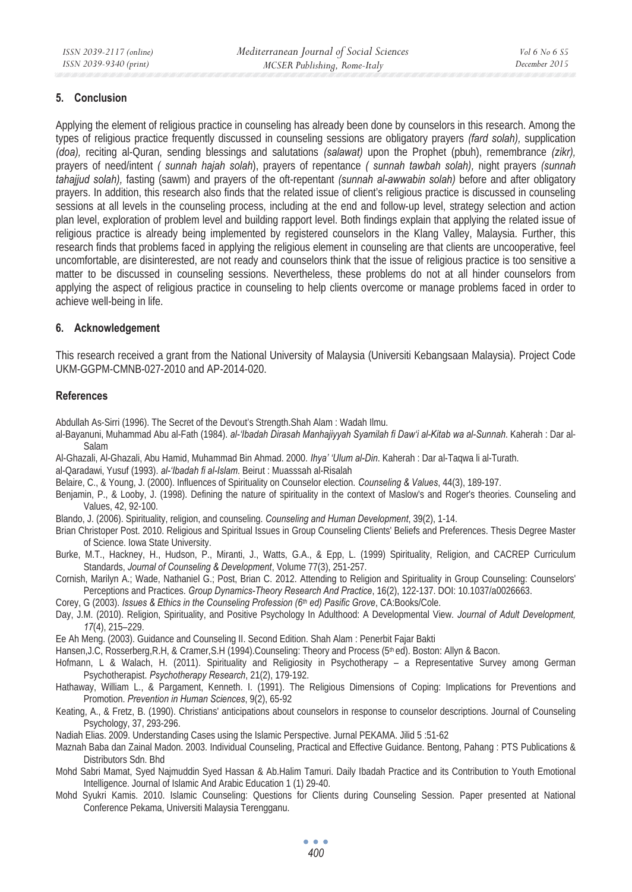## 5. Conclusion

Applying the element of religious practice in counseling has already been done by counselors in this research. Among the types of religious practice frequently discussed in counseling sessions are obligatory prayers *(fard solah),* supplication *(doa),* reciting al-Quran, sending blessings and salutations *(salawat)* upon the Prophet (pbuh), remembrance *(zikr),* prayers of need/intent *( sunnah hajah solah*), prayers of repentance *( sunnah tawbah solah),* night prayers *(sunnah tahajjud solah),* fasting (sawm) and prayers of the oft-repentant *(sunnah al-awwabin solah)* before and after obligatory prayers. In addition, this research also finds that the related issue of client's religious practice is discussed in counseling sessions at all levels in the counseling process, including at the end and follow-up level, strategy selection and action plan level, exploration of problem level and building rapport level. Both findings explain that applying the related issue of religious practice is already being implemented by registered counselors in the Klang Valley, Malaysia. Further, this research finds that problems faced in applying the religious element in counseling are that clients are uncooperative, feel uncomfortable, are disinterested, are not ready and counselors think that the issue of religious practice is too sensitive a matter to be discussed in counseling sessions. Nevertheless, these problems do not at all hinder counselors from applying the aspect of religious practice in counseling to help clients overcome or manage problems faced in order to achieve well-being in life.

## 6. Acknowledgement

This research received a grant from the National University of Malaysia (Universiti Kebangsaan Malaysia). Project Code UKM-GGPM-CMNB-027-2010 and AP-2014-020.

## References

Abdullah As-Sirri (1996). The Secret of the Devout's Strength.Shah Alam : Wadah Ilmu.

al-Bayanuni, Muhammad Abu al-Fath (1984). *al-'Ibadah Dirasah Manhajiyyah Syamilah fi Daw'i al-Kitab wa al-Sunnah*. Kaherah : Dar al-Salam

Al-Ghazali, Al-Ghazali, Abu Hamid, Muhammad Bin Ahmad. 2000. *Ihya' 'Ulum al-Din*. Kaherah : Dar al-Taqwa li al-Turath.

al-Qaradawi, Yusuf (1993). *al-'Ibadah fi al-Islam*. Beirut : Muasssah al-Risalah

Belaire, C., & Young, J. (2000). Influences of Spirituality on Counselor election. *Counseling & Values*, 44(3), 189-197.

Benjamin, P., & Looby, J. (1998). Defining the nature of spirituality in the context of Maslow's and Roger's theories. Counseling and Values, 42, 92-100.

Blando, J. (2006). Spirituality, religion, and counseling. *Counseling and Human Development*, 39(2), 1-14.

Brian Christoper Post. 2010. Religious and Spiritual Issues in Group Counseling Clients' Beliefs and Preferences. Thesis Degree Master of Science. Iowa State University.

Burke, M.T., Hackney, H., Hudson, P., Miranti, J., Watts, G.A., & Epp, L. (1999) Spirituality, Religion, and CACREP Curriculum Standards, *Journal of Counseling & Development*, Volume 77(3), 251-257.

Cornish, Marilyn A.; Wade, Nathaniel G.; Post, Brian C. 2012. Attending to Religion and Spirituality in Group Counseling: Counselors' Perceptions and Practices. *Group Dynamics-Theory Research And Practice*, 16(2), 122-137. DOI: 10.1037/a0026663.

Corey, G (2003). *Issues & Ethics in the Counseling Profession (6th ed) Pasific Grove*, CA:Books/Cole.

Day, J.M. (2010). Religion, Spirituality, and Positive Psychology In Adulthood: A Developmental View. *Journal of Adult Development, 17*(4), 215–229.

Ee Ah Meng. (2003). Guidance and Counseling II. Second Edition. Shah Alam : Penerbit Fajar Bakti

Hansen,J.C, Rosserberg,R.H, & Cramer,S.H (1994).Counseling: Theory and Process (5th ed). Boston: Allyn & Bacon.

Hofmann, L & Walach, H. (2011). Spirituality and Religiosity in Psychotherapy – a Representative Survey among German Psychotherapist. *Psychotherapy Research*, 21(2), 179-192.

Hathaway, William L., & Pargament, Kenneth. I. (1991). The Religious Dimensions of Coping: Implications for Preventions and Promotion. *Prevention in Human Sciences*, 9(2), 65-92

Keating, A., & Fretz, B. (1990). Christians' anticipations about counselors in response to counselor descriptions. Journal of Counseling Psychology, 37, 293-296.

Nadiah Elias. 2009. Understanding Cases using the Islamic Perspective. Jurnal PEKAMA. Jilid 5 :51-62

Maznah Baba dan Zainal Madon. 2003. Individual Counseling, Practical and Effective Guidance. Bentong, Pahang : PTS Publications & Distributors Sdn. Bhd

Mohd Sabri Mamat, Syed Najmuddin Syed Hassan & Ab.Halim Tamuri. Daily Ibadah Practice and its Contribution to Youth Emotional Intelligence. Journal of Islamic And Arabic Education 1 (1) 29-40.

Mohd Syukri Kamis. 2010. Islamic Counseling: Questions for Clients during Counseling Session. Paper presented at National Conference Pekama, Universiti Malaysia Terengganu.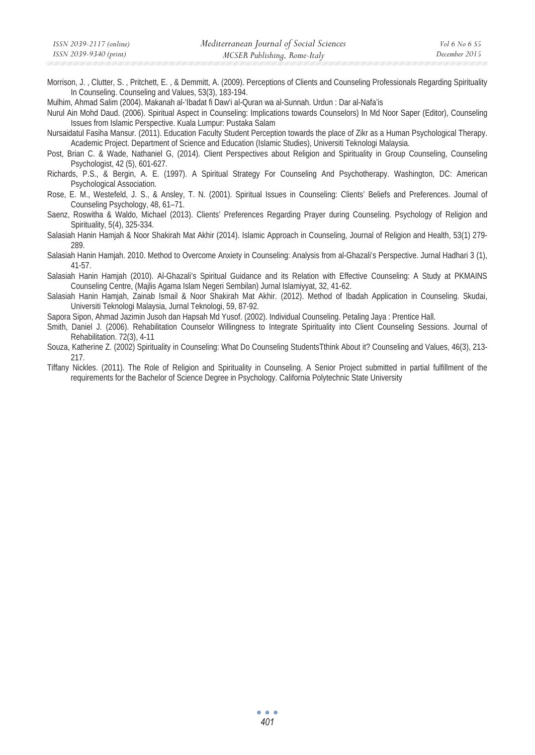Morrison, J. , Clutter, S. , Pritchett, E. , & Demmitt, A. (2009). Perceptions of Clients and Counseling Professionals Regarding Spirituality In Counseling. Counseling and Values, 53(3), 183-194.

Mulhim, Ahmad Salim (2004). Makanah al-'Ibadat fi Daw'i al-Quran wa al-Sunnah. Urdun : Dar al-Nafa'is

Nurul Ain Mohd Daud. (2006). Spiritual Aspect in Counseling: Implications towards Counselors) In Md Noor Saper (Editor), Counseling Issues from Islamic Perspective. Kuala Lumpur: Pustaka Salam

Nursaidatul Fasiha Mansur. (2011). Education Faculty Student Perception towards the place of Zikr as a Human Psychological Therapy. Academic Project. Department of Science and Education (Islamic Studies), Universiti Teknologi Malaysia.

Post, Brian C. & Wade, Nathaniel G, (2014). Client Perspectives about Religion and Spirituality in Group Counseling, Counseling Psychologist, 42 (5), 601-627.

Richards, P.S., & Bergin, A. E. (1997). A Spiritual Strategy For Counseling And Psychotherapy. Washington, DC: American Psychological Association.

Rose, E. M., Westefeld, J. S., & Ansley, T. N. (2001). Spiritual Issues in Counseling: Clients' Beliefs and Preferences. Journal of Counseling Psychology, 48, 61–71.

Saenz, Roswitha & Waldo, Michael (2013). Clients' Preferences Regarding Prayer during Counseling. Psychology of Religion and Spirituality, 5(4), 325-334.

Salasiah Hanin Hamjah & Noor Shakirah Mat Akhir (2014). Islamic Approach in Counseling, Journal of Religion and Health, 53(1) 279-289.

Salasiah Hanin Hamjah. 2010. Method to Overcome Anxiety in Counseling: Analysis from al-Ghazali's Perspective. Jurnal Hadhari 3 (1), 41-57.

Salasiah Hanin Hamjah (2010). Al-Ghazali's Spiritual Guidance and its Relation with Effective Counseling: A Study at PKMAINS Counseling Centre, (Majlis Agama Islam Negeri Sembilan) Jurnal Islamiyyat, 32, 41-62.

Salasiah Hanin Hamjah, Zainab Ismail & Noor Shakirah Mat Akhir. (2012). Method of Ibadah Application in Counseling. Skudai, Universiti Teknologi Malaysia, Jurnal Teknologi, 59, 87-92.

Sapora Sipon, Ahmad Jazimin Jusoh dan Hapsah Md Yusof. (2002). Individual Counseling. Petaling Jaya : Prentice Hall.

Smith, Daniel J. (2006). Rehabilitation Counselor Willingness to Integrate Spirituality into Client Counseling Sessions. Journal of Rehabilitation. 72(3), 4-11

Souza, Katherine Z. (2002) Spirituality in Counseling: What Do Counseling StudentsTthink About it? Counseling and Values, 46(3), 213-217.

Tiffany Nickles. (2011). The Role of Religion and Spirituality in Counseling. A Senior Project submitted in partial fulfillment of the requirements for the Bachelor of Science Degree in Psychology. California Polytechnic State University